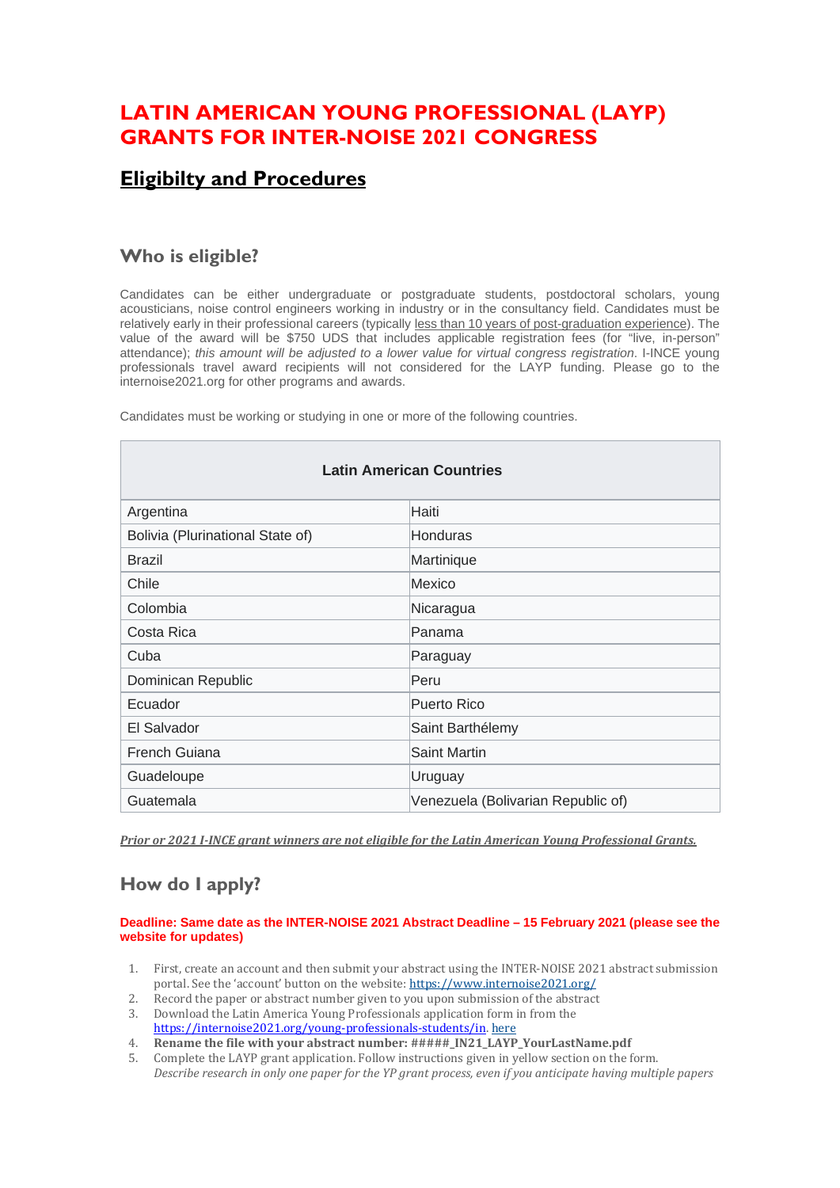# LATIN AMERICAN YOUNG PROFESSIONAL (LAYP) GRANTS FOR INTER-NOISE 2021 CONGRESS

## Eligibilty and Procedures

### Who is eligible?

Candidates can be either undergraduate or postgraduate students, postdoctoral scholars, young acousticians, noise control engineers working in industry or in the consultancy field. Candidates must be relatively early in their professional careers (typically less than 10 years of post-graduation experience). The value of the award will be $750 UDS that includes applicable registration fees (for "live, in-person" attendance); *this amount will be adjusted to a lower value for virtual congress registration*. I-INCE young professionals travel award recipients will not considered for the LAYP funding. Please go to the internoise2021.org for other programs and awards.

Candidates must be working or studying in one or more of the following countries.

| Latin American Countries | |
|---|---|
| Argentina | Haiti |
| Bolivia (Plurinational State of) | Honduras |
| Brazil | Martinique |
| Chile | Mexico |
| Colombia | Nicaragua |
| Costa Rica | Panama |
| Cuba | Paraguay |
| Dominican Republic | Peru |
| Ecuador | Puerto Rico |
| El Salvador | Saint Barthélemy |
| French Guiana | Saint Martin |
| Guadeloupe | Uruguay |
| Guatemala | Venezuela (Bolivarian Republic of) |

***Prior or 2021 I-INCE grant winners are not eligible for the Latin American Young Professional Grants.***

### How do I apply?

**Deadline: Same date as the INTER-NOISE 2021 Abstract Deadline – 15 February 2021 (please see the website for updates)**

1. First, create an account and then submit your abstract using the INTER-NOISE 2021 abstract submission portal. See the 'account' button on the website: https://www.internoise2021.org/
2. Record the paper or abstract number given to you upon submission of the abstract
3. Download the Latin America Young Professionals application form in from the https://internoise2021.org/young-professionals-students/in. here
4. **Rename the file with your abstract number: #####_IN21_LAYP_YourLastName.pdf**
5. Complete the LAYP grant application. Follow instructions given in yellow section on the form. *Describe research in only one paper for the YP grant process, even if you anticipate having multiple papers*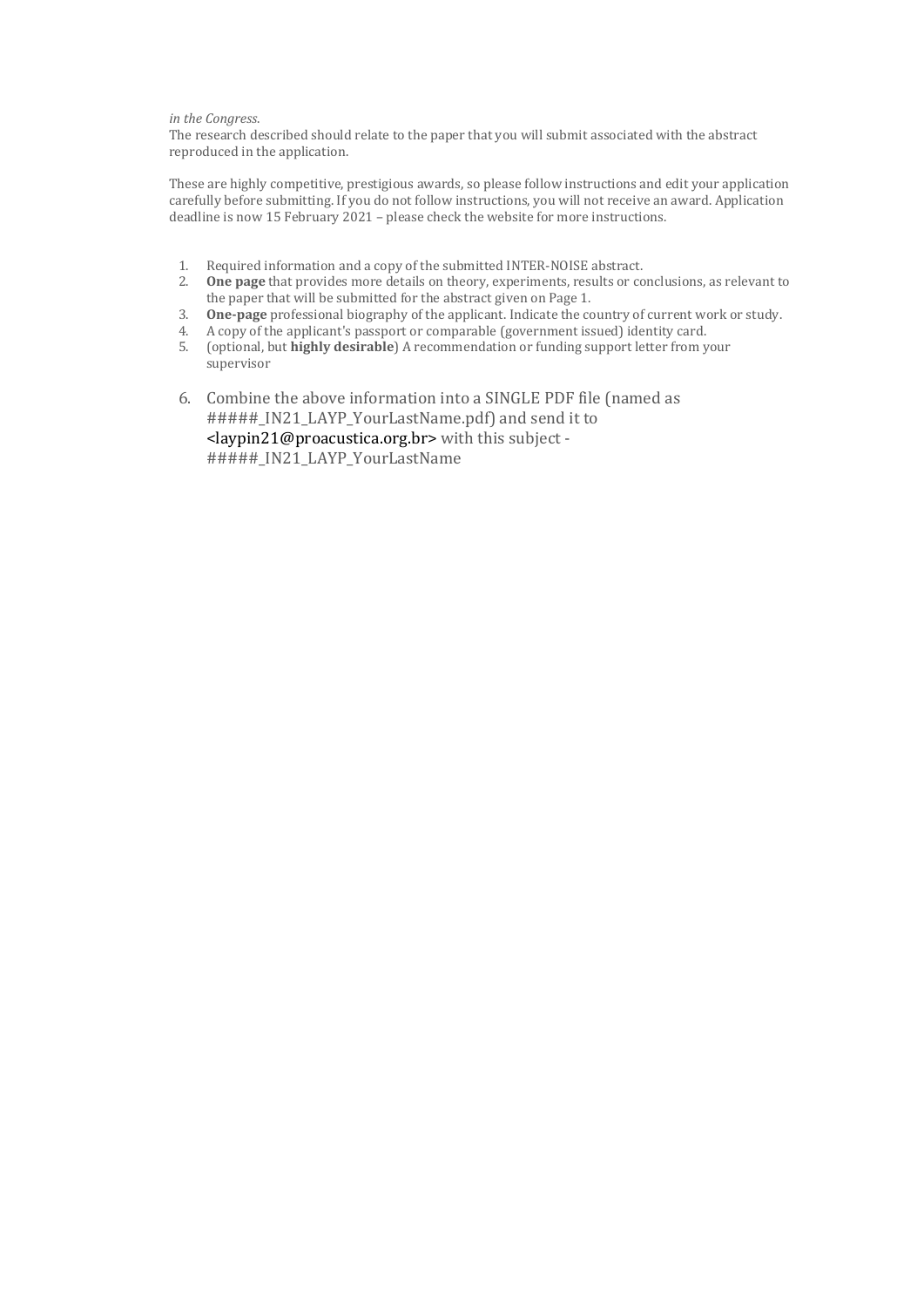*in the Congress*.
The research described should relate to the paper that you will submit associated with the abstract reproduced in the application.

These are highly competitive, prestigious awards, so please follow instructions and edit your application carefully before submitting. If you do not follow instructions, you will not receive an award. Application deadline is now 15 February 2021 – please check the website for more instructions.

1. Required information and a copy of the submitted INTER-NOISE abstract.
2. **One page** that provides more details on theory, experiments, results or conclusions, as relevant to the paper that will be submitted for the abstract given on Page 1.
3. **One-page** professional biography of the applicant. Indicate the country of current work or study.
4. A copy of the applicant's passport or comparable (government issued) identity card.
5. (optional, but **highly desirable**) A recommendation or funding support letter from your supervisor
6. Combine the above information into a SINGLE PDF file (named as #####_IN21_LAYP_YourLastName.pdf) and send it to <laypin21@proacustica.org.br> with this subject - #####_IN21_LAYP_YourLastName